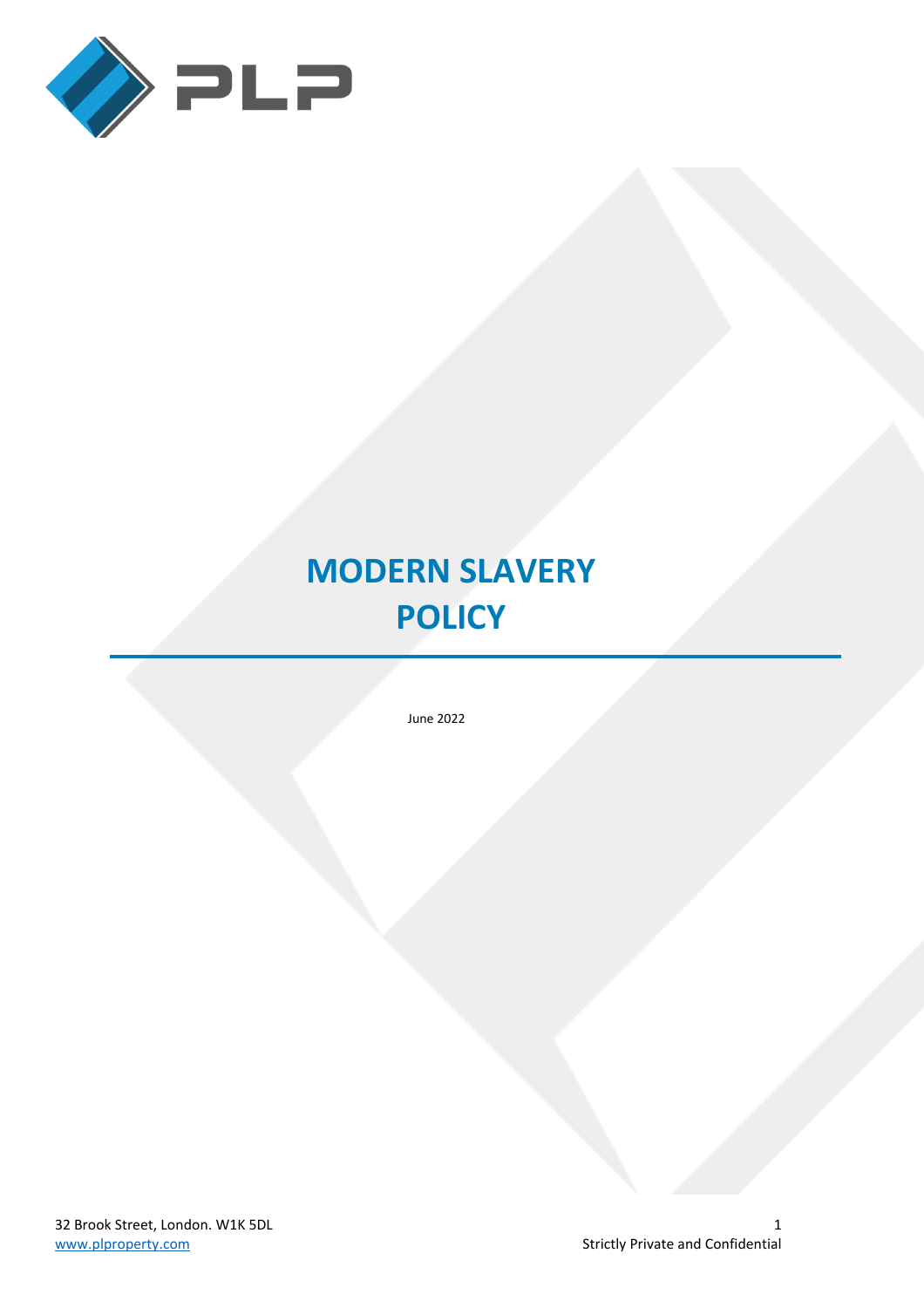# MODERN SLAVERY POLICY

June 2022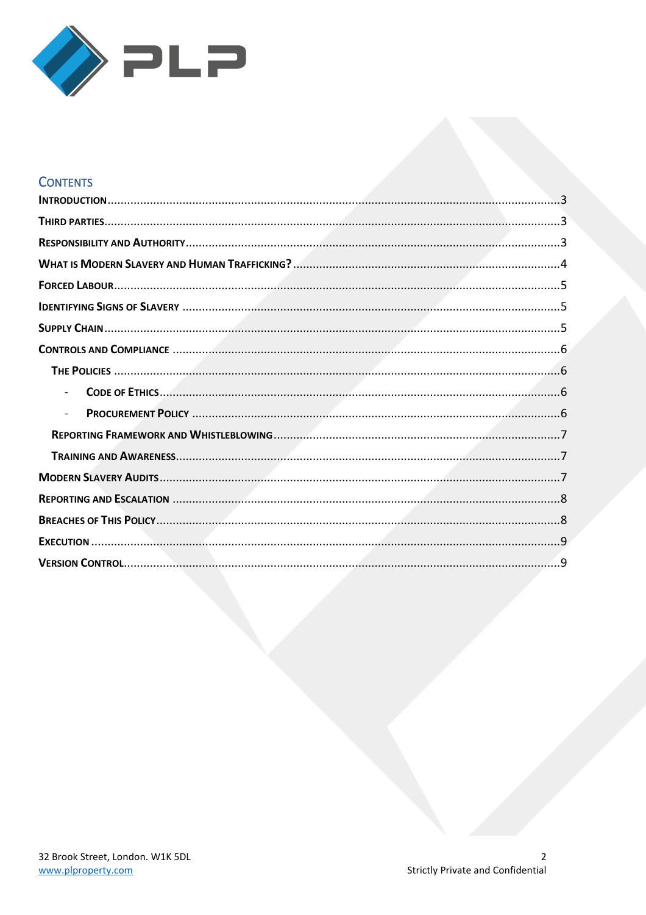## Contents

Introduction ........................................................................................................ 3

Third parties ........................................................................................................ 3

Responsibility and Authority ................................................................................ 3

What is Modern Slavery and Human Trafficking? ................................................ 4

Forced Labour ...................................................................................................... 5

Identifying Signs of Slavery .................................................................................. 5

Supply Chain ........................................................................................................ 5

Controls and Compliance ..................................................................................... 6

- The Policies ........................................................................................................ 6
  - Code of Ethics ................................................................................................. 6
  - Procurement Policy ......................................................................................... 6
- Reporting Framework and Whistleblowing ........................................................ 7
- Training and Awareness ..................................................................................... 7

Modern Slavery Audits ......................................................................................... 7

Reporting and Escalation ..................................................................................... 8

Breaches of This Policy ......................................................................................... 8

Execution ............................................................................................................. 9

Version Control .................................................................................................... 9

32 Brook Street, London. W1K 5DL
www.plproperty.com

Strictly Private and Confidential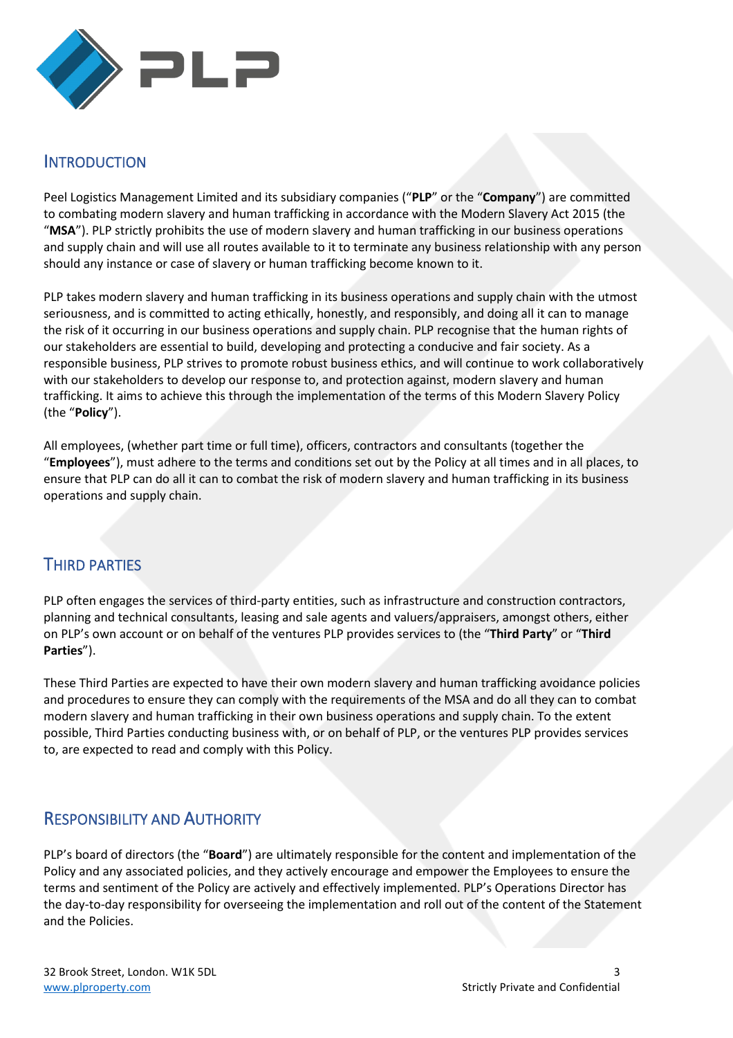## Introduction

Peel Logistics Management Limited and its subsidiary companies ("**PLP**" or the "**Company**") are committed to combating modern slavery and human trafficking in accordance with the Modern Slavery Act 2015 (the "**MSA**"). PLP strictly prohibits the use of modern slavery and human trafficking in our business operations and supply chain and will use all routes available to it to terminate any business relationship with any person should any instance or case of slavery or human trafficking become known to it.

PLP takes modern slavery and human trafficking in its business operations and supply chain with the utmost seriousness, and is committed to acting ethically, honestly, and responsibly, and doing all it can to manage the risk of it occurring in our business operations and supply chain. PLP recognise that the human rights of our stakeholders are essential to build, developing and protecting a conducive and fair society. As a responsible business, PLP strives to promote robust business ethics, and will continue to work collaboratively with our stakeholders to develop our response to, and protection against, modern slavery and human trafficking. It aims to achieve this through the implementation of the terms of this Modern Slavery Policy (the "**Policy**").

All employees, (whether part time or full time), officers, contractors and consultants (together the "**Employees**"), must adhere to the terms and conditions set out by the Policy at all times and in all places, to ensure that PLP can do all it can to combat the risk of modern slavery and human trafficking in its business operations and supply chain.

## Third Parties

PLP often engages the services of third-party entities, such as infrastructure and construction contractors, planning and technical consultants, leasing and sale agents and valuers/appraisers, amongst others, either on PLP's own account or on behalf of the ventures PLP provides services to (the "**Third Party**" or "**Third Parties**").

These Third Parties are expected to have their own modern slavery and human trafficking avoidance policies and procedures to ensure they can comply with the requirements of the MSA and do all they can to combat modern slavery and human trafficking in their own business operations and supply chain. To the extent possible, Third Parties conducting business with, or on behalf of PLP, or the ventures PLP provides services to, are expected to read and comply with this Policy.

## Responsibility and Authority

PLP's board of directors (the "**Board**") are ultimately responsible for the content and implementation of the Policy and any associated policies, and they actively encourage and empower the Employees to ensure the terms and sentiment of the Policy are actively and effectively implemented. PLP's Operations Director has the day-to-day responsibility for overseeing the implementation and roll out of the content of the Statement and the Policies.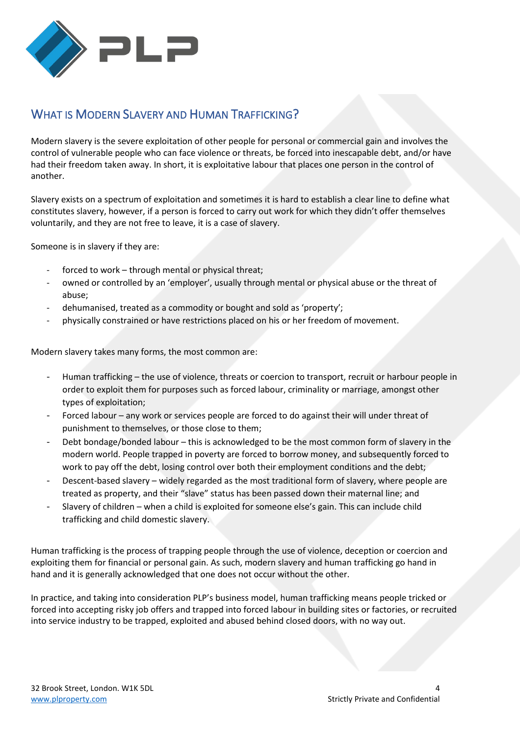## What is Modern Slavery and Human Trafficking?

Modern slavery is the severe exploitation of other people for personal or commercial gain and involves the control of vulnerable people who can face violence or threats, be forced into inescapable debt, and/or have had their freedom taken away. In short, it is exploitative labour that places one person in the control of another.

Slavery exists on a spectrum of exploitation and sometimes it is hard to establish a clear line to define what constitutes slavery, however, if a person is forced to carry out work for which they didn't offer themselves voluntarily, and they are not free to leave, it is a case of slavery.

Someone is in slavery if they are:

- forced to work – through mental or physical threat;
- owned or controlled by an 'employer', usually through mental or physical abuse or the threat of abuse;
- dehumanised, treated as a commodity or bought and sold as 'property';
- physically constrained or have restrictions placed on his or her freedom of movement.

Modern slavery takes many forms, the most common are:

- Human trafficking – the use of violence, threats or coercion to transport, recruit or harbour people in order to exploit them for purposes such as forced labour, criminality or marriage, amongst other types of exploitation;
- Forced labour – any work or services people are forced to do against their will under threat of punishment to themselves, or those close to them;
- Debt bondage/bonded labour – this is acknowledged to be the most common form of slavery in the modern world. People trapped in poverty are forced to borrow money, and subsequently forced to work to pay off the debt, losing control over both their employment conditions and the debt;
- Descent-based slavery – widely regarded as the most traditional form of slavery, where people are treated as property, and their "slave" status has been passed down their maternal line; and
- Slavery of children – when a child is exploited for someone else's gain. This can include child trafficking and child domestic slavery.

Human trafficking is the process of trapping people through the use of violence, deception or coercion and exploiting them for financial or personal gain. As such, modern slavery and human trafficking go hand in hand and it is generally acknowledged that one does not occur without the other.

In practice, and taking into consideration PLP's business model, human trafficking means people tricked or forced into accepting risky job offers and trapped into forced labour in building sites or factories, or recruited into service industry to be trapped, exploited and abused behind closed doors, with no way out.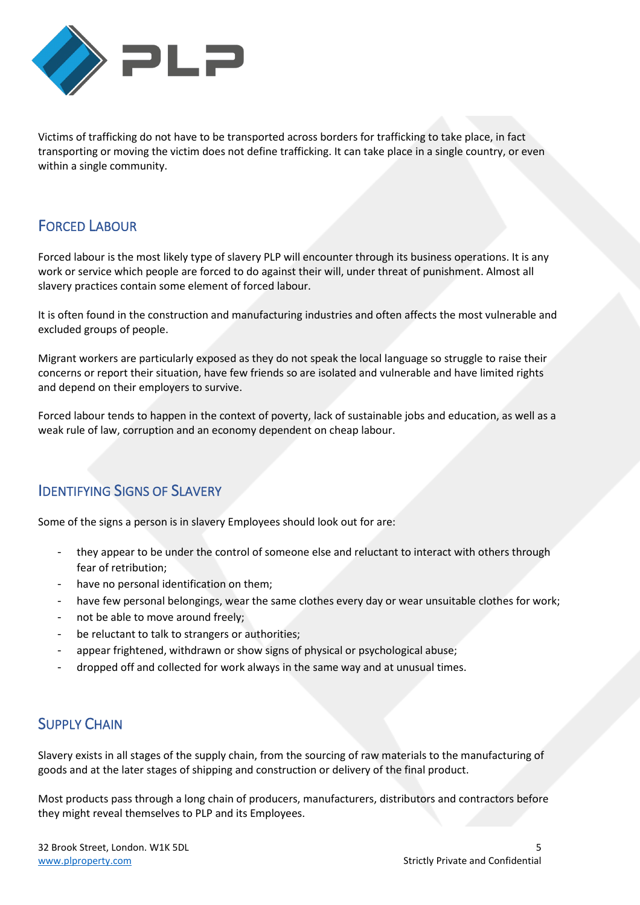Victims of trafficking do not have to be transported across borders for trafficking to take place, in fact transporting or moving the victim does not define trafficking. It can take place in a single country, or even within a single community.

## Forced Labour

Forced labour is the most likely type of slavery PLP will encounter through its business operations. It is any work or service which people are forced to do against their will, under threat of punishment. Almost all slavery practices contain some element of forced labour.

It is often found in the construction and manufacturing industries and often affects the most vulnerable and excluded groups of people.

Migrant workers are particularly exposed as they do not speak the local language so struggle to raise their concerns or report their situation, have few friends so are isolated and vulnerable and have limited rights and depend on their employers to survive.

Forced labour tends to happen in the context of poverty, lack of sustainable jobs and education, as well as a weak rule of law, corruption and an economy dependent on cheap labour.

## Identifying Signs of Slavery

Some of the signs a person is in slavery Employees should look out for are:

- they appear to be under the control of someone else and reluctant to interact with others through fear of retribution;
- have no personal identification on them;
- have few personal belongings, wear the same clothes every day or wear unsuitable clothes for work;
- not be able to move around freely;
- be reluctant to talk to strangers or authorities;
- appear frightened, withdrawn or show signs of physical or psychological abuse;
- dropped off and collected for work always in the same way and at unusual times.

## Supply Chain

Slavery exists in all stages of the supply chain, from the sourcing of raw materials to the manufacturing of goods and at the later stages of shipping and construction or delivery of the final product.

Most products pass through a long chain of producers, manufacturers, distributors and contractors before they might reveal themselves to PLP and its Employees.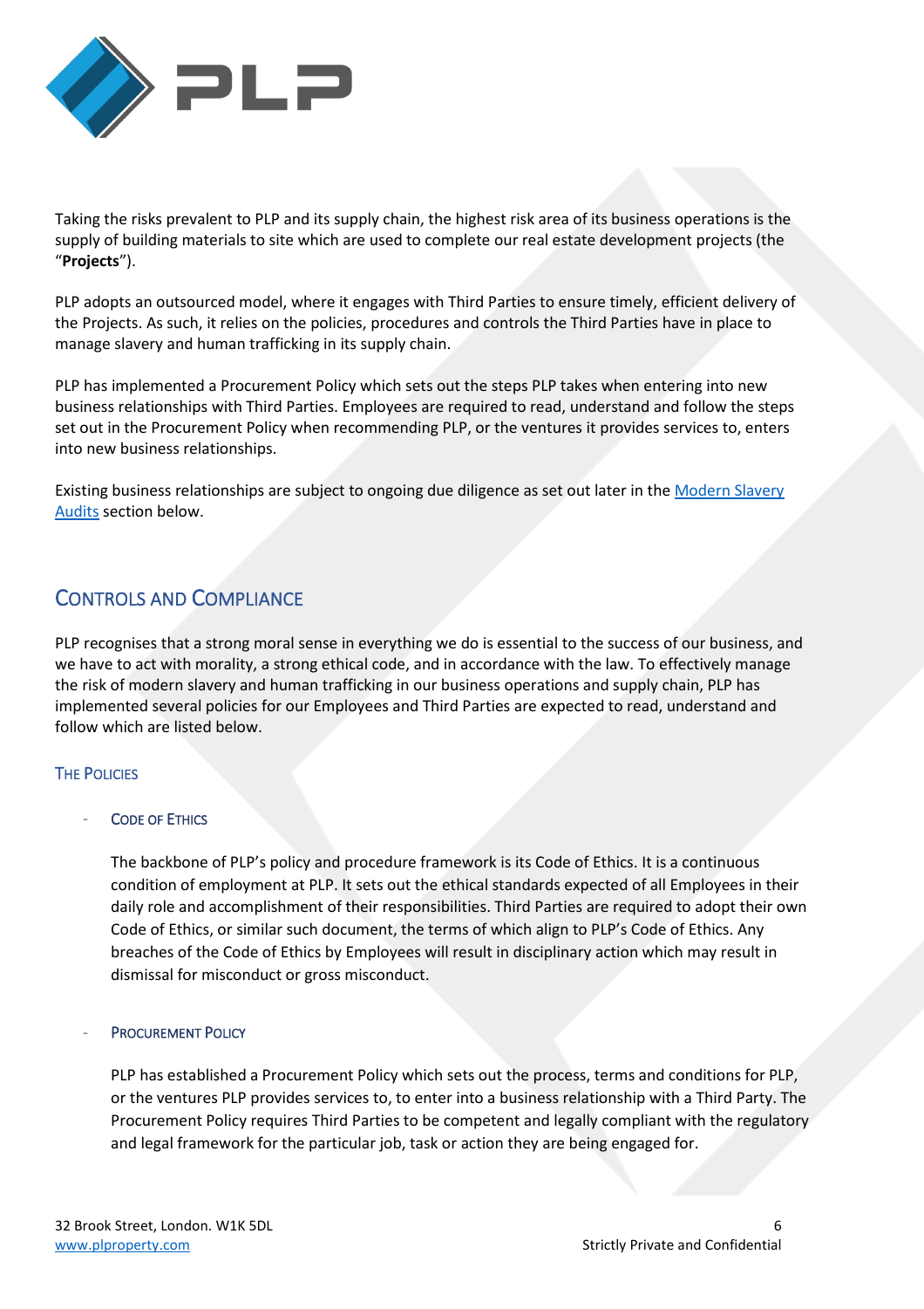Taking the risks prevalent to PLP and its supply chain, the highest risk area of its business operations is the supply of building materials to site which are used to complete our real estate development projects (the "**Projects**").

PLP adopts an outsourced model, where it engages with Third Parties to ensure timely, efficient delivery of the Projects. As such, it relies on the policies, procedures and controls the Third Parties have in place to manage slavery and human trafficking in its supply chain.

PLP has implemented a Procurement Policy which sets out the steps PLP takes when entering into new business relationships with Third Parties. Employees are required to read, understand and follow the steps set out in the Procurement Policy when recommending PLP, or the ventures it provides services to, enters into new business relationships.

Existing business relationships are subject to ongoing due diligence as set out later in the [Modern Slavery Audits](#) section below.

## Controls and Compliance

PLP recognises that a strong moral sense in everything we do is essential to the success of our business, and we have to act with morality, a strong ethical code, and in accordance with the law. To effectively manage the risk of modern slavery and human trafficking in our business operations and supply chain, PLP has implemented several policies for our Employees and Third Parties are expected to read, understand and follow which are listed below.

### The Policies

- #### Code of Ethics

  The backbone of PLP's policy and procedure framework is its Code of Ethics. It is a continuous condition of employment at PLP. It sets out the ethical standards expected of all Employees in their daily role and accomplishment of their responsibilities. Third Parties are required to adopt their own Code of Ethics, or similar such document, the terms of which align to PLP's Code of Ethics. Any breaches of the Code of Ethics by Employees will result in disciplinary action which may result in dismissal for misconduct or gross misconduct.

- #### Procurement Policy

  PLP has established a Procurement Policy which sets out the process, terms and conditions for PLP, or the ventures PLP provides services to, to enter into a business relationship with a Third Party. The Procurement Policy requires Third Parties to be competent and legally compliant with the regulatory and legal framework for the particular job, task or action they are being engaged for.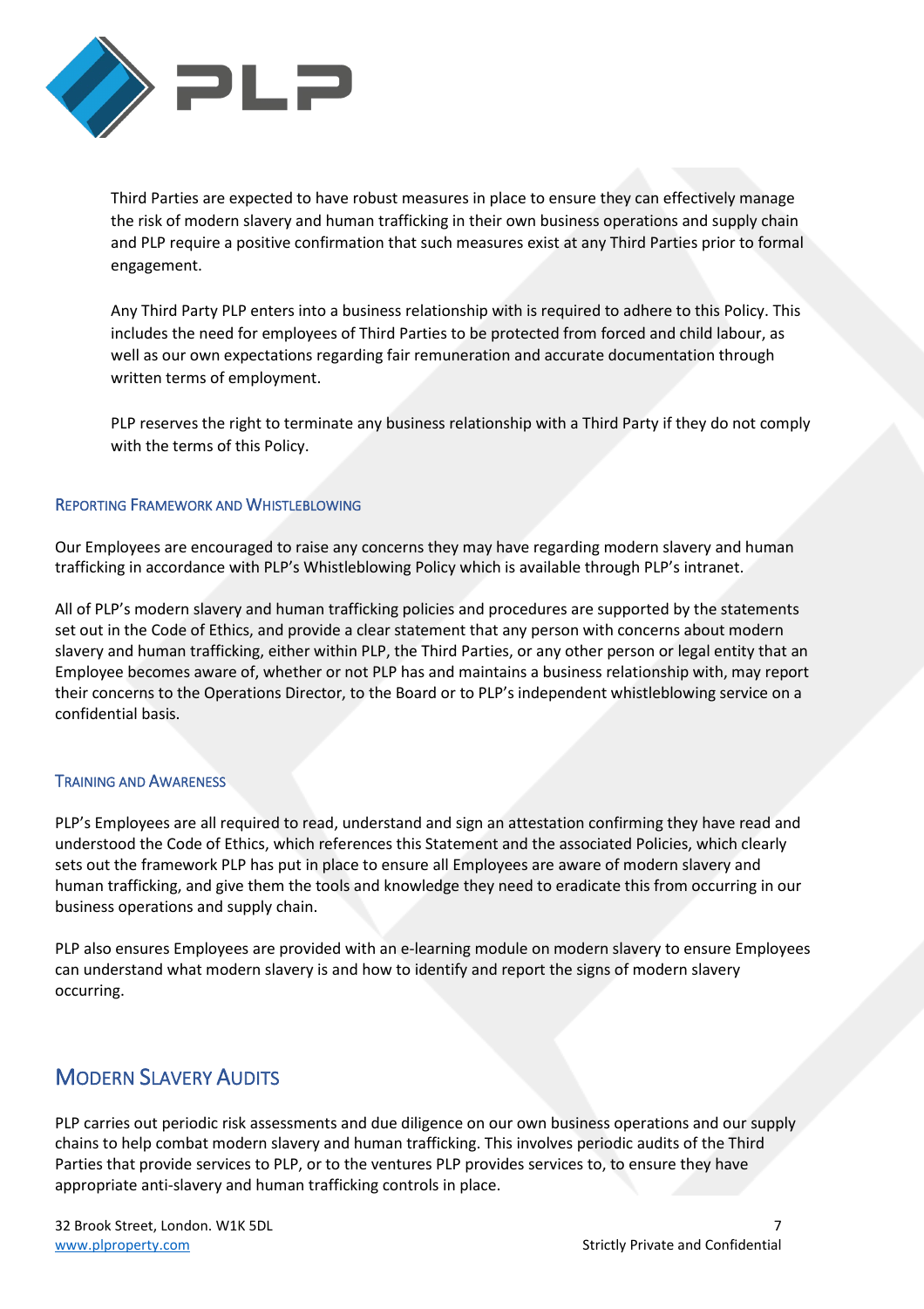Third Parties are expected to have robust measures in place to ensure they can effectively manage the risk of modern slavery and human trafficking in their own business operations and supply chain and PLP require a positive confirmation that such measures exist at any Third Parties prior to formal engagement.

Any Third Party PLP enters into a business relationship with is required to adhere to this Policy. This includes the need for employees of Third Parties to be protected from forced and child labour, as well as our own expectations regarding fair remuneration and accurate documentation through written terms of employment.

PLP reserves the right to terminate any business relationship with a Third Party if they do not comply with the terms of this Policy.

### Reporting Framework and Whistleblowing

Our Employees are encouraged to raise any concerns they may have regarding modern slavery and human trafficking in accordance with PLP's Whistleblowing Policy which is available through PLP's intranet.

All of PLP's modern slavery and human trafficking policies and procedures are supported by the statements set out in the Code of Ethics, and provide a clear statement that any person with concerns about modern slavery and human trafficking, either within PLP, the Third Parties, or any other person or legal entity that an Employee becomes aware of, whether or not PLP has and maintains a business relationship with, may report their concerns to the Operations Director, to the Board or to PLP's independent whistleblowing service on a confidential basis.

### Training and Awareness

PLP's Employees are all required to read, understand and sign an attestation confirming they have read and understood the Code of Ethics, which references this Statement and the associated Policies, which clearly sets out the framework PLP has put in place to ensure all Employees are aware of modern slavery and human trafficking, and give them the tools and knowledge they need to eradicate this from occurring in our business operations and supply chain.

PLP also ensures Employees are provided with an e-learning module on modern slavery to ensure Employees can understand what modern slavery is and how to identify and report the signs of modern slavery occurring.

## Modern Slavery Audits

PLP carries out periodic risk assessments and due diligence on our own business operations and our supply chains to help combat modern slavery and human trafficking. This involves periodic audits of the Third Parties that provide services to PLP, or to the ventures PLP provides services to, to ensure they have appropriate anti-slavery and human trafficking controls in place.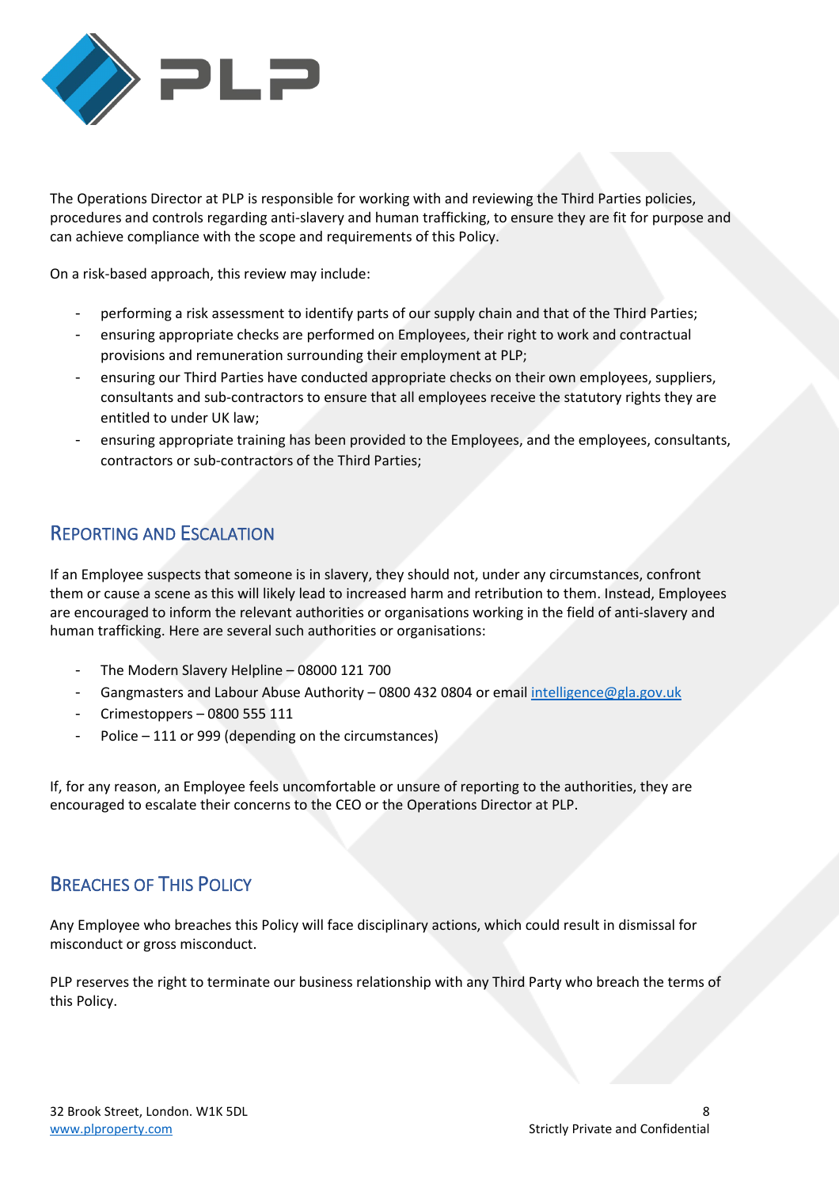The Operations Director at PLP is responsible for working with and reviewing the Third Parties policies, procedures and controls regarding anti-slavery and human trafficking, to ensure they are fit for purpose and can achieve compliance with the scope and requirements of this Policy.

On a risk-based approach, this review may include:

- performing a risk assessment to identify parts of our supply chain and that of the Third Parties;
- ensuring appropriate checks are performed on Employees, their right to work and contractual provisions and remuneration surrounding their employment at PLP;
- ensuring our Third Parties have conducted appropriate checks on their own employees, suppliers, consultants and sub-contractors to ensure that all employees receive the statutory rights they are entitled to under UK law;
- ensuring appropriate training has been provided to the Employees, and the employees, consultants, contractors or sub-contractors of the Third Parties;

## Reporting and Escalation

If an Employee suspects that someone is in slavery, they should not, under any circumstances, confront them or cause a scene as this will likely lead to increased harm and retribution to them. Instead, Employees are encouraged to inform the relevant authorities or organisations working in the field of anti-slavery and human trafficking. Here are several such authorities or organisations:

- The Modern Slavery Helpline – 08000 121 700
- Gangmasters and Labour Abuse Authority – 0800 432 0804 or email intelligence@gla.gov.uk
- Crimestoppers – 0800 555 111
- Police – 111 or 999 (depending on the circumstances)

If, for any reason, an Employee feels uncomfortable or unsure of reporting to the authorities, they are encouraged to escalate their concerns to the CEO or the Operations Director at PLP.

## Breaches of This Policy

Any Employee who breaches this Policy will face disciplinary actions, which could result in dismissal for misconduct or gross misconduct.

PLP reserves the right to terminate our business relationship with any Third Party who breach the terms of this Policy.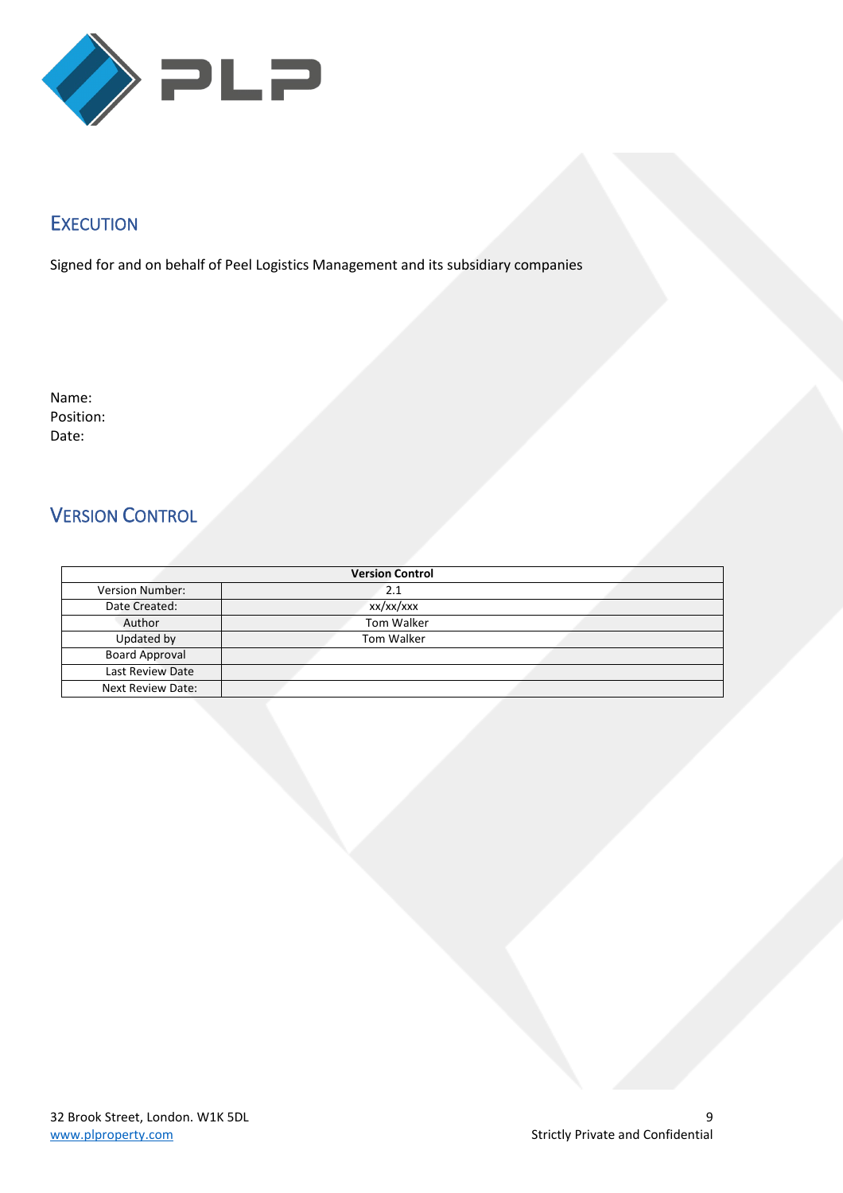## EXECUTION

Signed for and on behalf of Peel Logistics Management and its subsidiary companies

Name:
Position:
Date:

## VERSION CONTROL

| Version Control | |
|---|---|
| Version Number: | 2.1 |
| Date Created: | xx/xx/xxx |
| Author | Tom Walker |
| Updated by | Tom Walker |
| Board Approval | |
| Last Review Date | |
| Next Review Date: | |